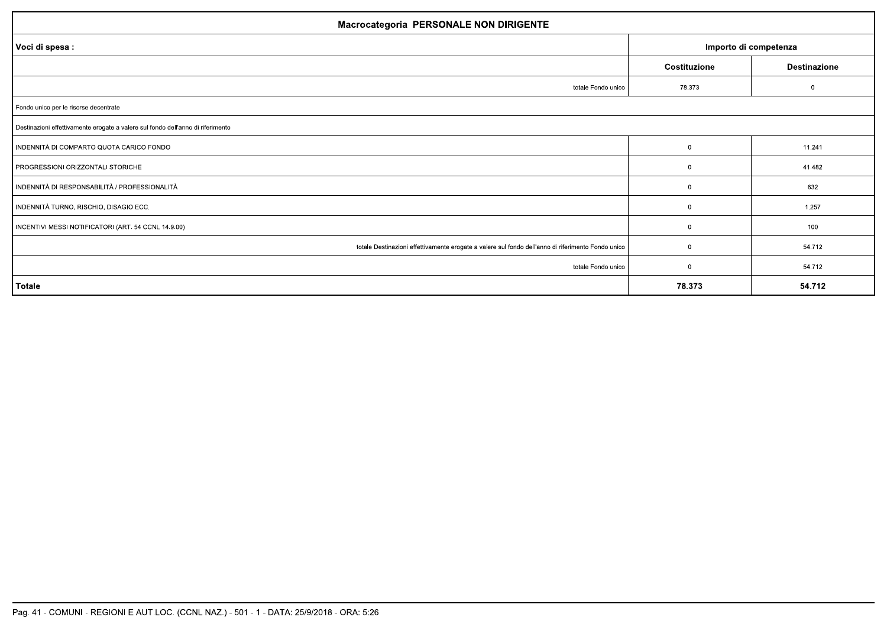| Macrocategoria PERSONALE NON DIRIGENTE | | |
|---|---|---|
| **Voci di spesa :** | **Importo di competenza** | |
| | **Costituzione** | **Destinazione** |
| totale Fondo unico | 78.373 | 0 |
| Fondo unico per le risorse decentrate | | |
| Destinazioni effettivamente erogate a valere sul fondo dell'anno di riferimento | | |
| INDENNITÀ DI COMPARTO QUOTA CARICO FONDO | 0 | 11.241 |
| PROGRESSIONI ORIZZONTALI STORICHE | 0 | 41.482 |
| INDENNITÀ DI RESPONSABILITÀ / PROFESSIONALITÀ | 0 | 632 |
| INDENNITÀ TURNO, RISCHIO, DISAGIO ECC. | 0 | 1.257 |
| INCENTIVI MESSI NOTIFICATORI (ART. 54 CCNL 14.9.00) | 0 | 100 |
| totale Destinazioni effettivamente erogate a valere sul fondo dell'anno di riferimento Fondo unico | 0 | 54.712 |
| totale Fondo unico | 0 | 54.712 |
| **Totale** | **78.373** | **54.712** |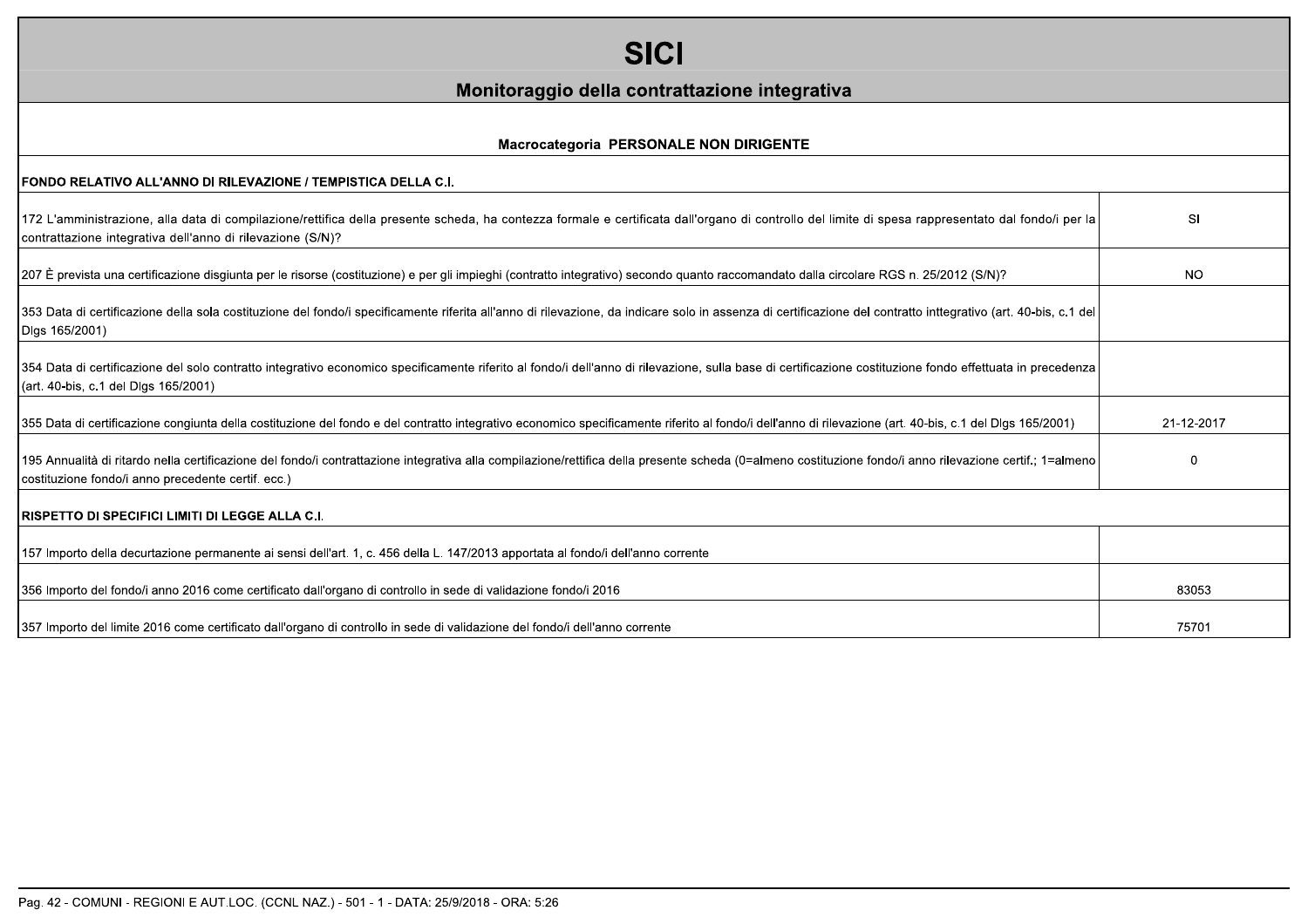# SICI

## Monitoraggio della contrattazione integrativa

### Macrocategoria PERSONALE NON DIRIGENTE

| | |
|---|---|
| **FONDO RELATIVO ALL'ANNO DI RILEVAZIONE / TEMPISTICA DELLA C.I.** | |
| 172 L'amministrazione, alla data di compilazione/rettifica della presente scheda, ha contezza formale e certificata dall'organo di controllo del limite di spesa rappresentato dal fondo/i per la contrattazione integrativa dell'anno di rilevazione (S/N)? | SI |
| 207 È prevista una certificazione disgiunta per le risorse (costituzione) e per gli impieghi (contratto integrativo) secondo quanto raccomandato dalla circolare RGS n. 25/2012 (S/N)? | NO |
| 353 Data di certificazione della sola costituzione del fondo/i specificamente riferita all'anno di rilevazione, da indicare solo in assenza di certificazione del contratto inttegrativo (art. 40-bis, c.1 del Dlgs 165/2001) | |
| 354 Data di certificazione del solo contratto integrativo economico specificamente riferito al fondo/i dell'anno di rilevazione, sulla base di certificazione costituzione fondo effettuata in precedenza (art. 40-bis, c.1 del Dlgs 165/2001) | |
| 355 Data di certificazione congiunta della costituzione del fondo e del contratto integrativo economico specificamente riferito al fondo/i dell'anno di rilevazione (art. 40-bis, c.1 del Dlgs 165/2001) | 21-12-2017 |
| 195 Annualità di ritardo nella certificazione del fondo/i contrattazione integrativa alla compilazione/rettifica della presente scheda (0=almeno costituzione fondo/i anno rilevazione certif.; 1=almeno costituzione fondo/i anno precedente certif. ecc.) | 0 |
| **RISPETTO DI SPECIFICI LIMITI DI LEGGE ALLA C.I.** | |
| 157 Importo della decurtazione permanente ai sensi dell'art. 1, c. 456 della L. 147/2013 apportata al fondo/i dell'anno corrente | |
| 356 Importo del fondo/i anno 2016 come certificato dall'organo di controllo in sede di validazione fondo/i 2016 | 83053 |
| 357 Importo del limite 2016 come certificato dall'organo di controllo in sede di validazione del fondo/i dell'anno corrente | 75701 |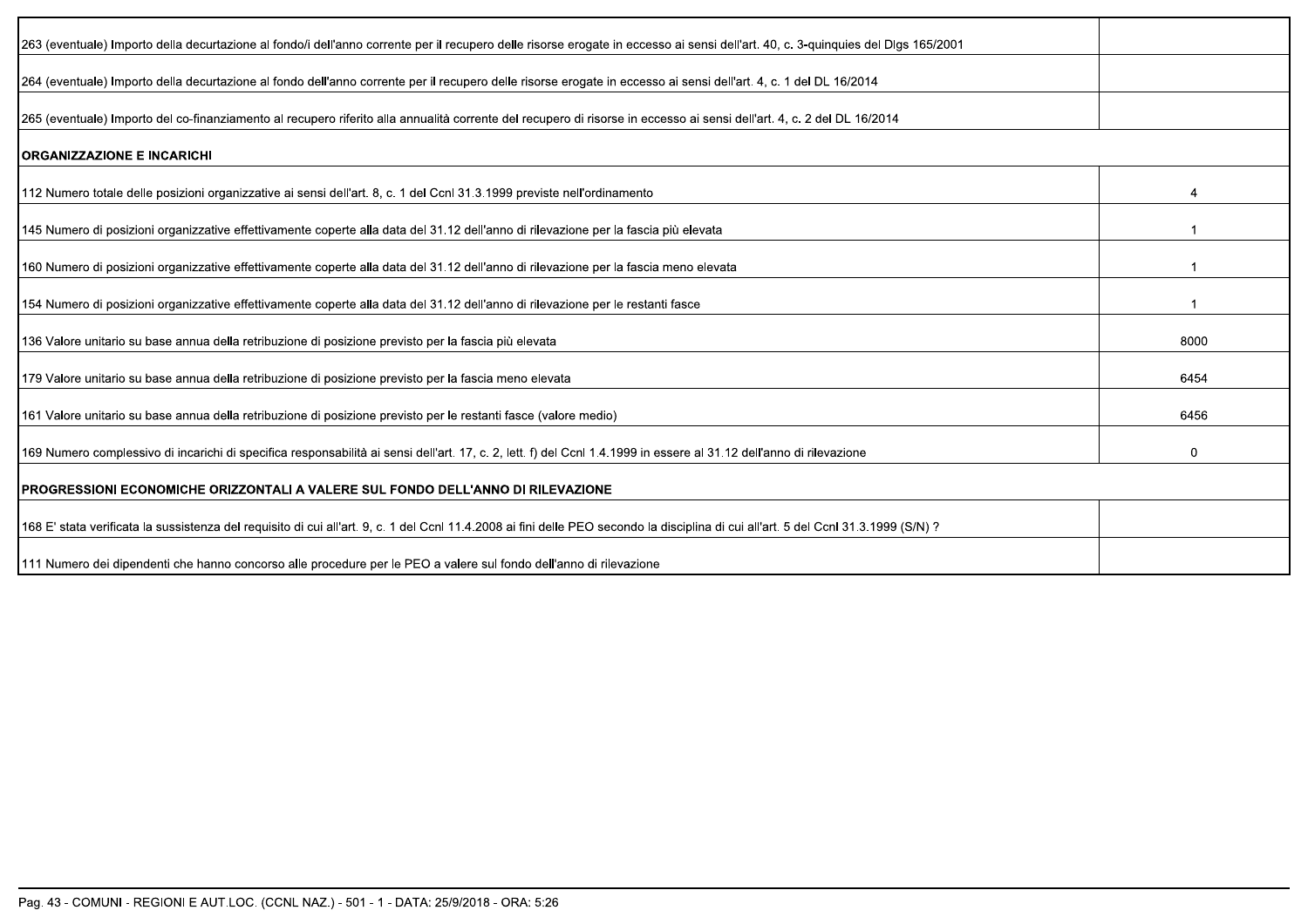| | |
|---|---|
| 263 (eventuale) Importo della decurtazione al fondo/i dell'anno corrente per il recupero delle risorse erogate in eccesso ai sensi dell'art. 40, c. 3-quinquies del Dlgs 165/2001 | |
| 264 (eventuale) Importo della decurtazione al fondo dell'anno corrente per il recupero delle risorse erogate in eccesso ai sensi dell'art. 4, c. 1 del DL 16/2014 | |
| 265 (eventuale) Importo del co-finanziamento al recupero riferito alla annualità corrente del recupero di risorse in eccesso ai sensi dell'art. 4, c. 2 del DL 16/2014 | |
| **ORGANIZZAZIONE E INCARICHI** | |
| 112 Numero totale delle posizioni organizzative ai sensi dell'art. 8, c. 1 del Ccnl 31.3.1999 previste nell'ordinamento | 4 |
| 145 Numero di posizioni organizzative effettivamente coperte alla data del 31.12 dell'anno di rilevazione per la fascia più elevata | 1 |
| 160 Numero di posizioni organizzative effettivamente coperte alla data del 31.12 dell'anno di rilevazione per la fascia meno elevata | 1 |
| 154 Numero di posizioni organizzative effettivamente coperte alla data del 31.12 dell'anno di rilevazione per le restanti fasce | 1 |
| 136 Valore unitario su base annua della retribuzione di posizione previsto per la fascia più elevata | 8000 |
| 179 Valore unitario su base annua della retribuzione di posizione previsto per la fascia meno elevata | 6454 |
| 161 Valore unitario su base annua della retribuzione di posizione previsto per le restanti fasce (valore medio) | 6456 |
| 169 Numero complessivo di incarichi di specifica responsabilità ai sensi dell'art. 17, c. 2, lett. f) del Ccnl 1.4.1999 in essere al 31.12 dell'anno di rilevazione | 0 |
| **PROGRESSIONI ECONOMICHE ORIZZONTALI A VALERE SUL FONDO DELL'ANNO DI RILEVAZIONE** | |
| 168 E' stata verificata la sussistenza del requisito di cui all'art. 9, c. 1 del Ccnl 11.4.2008 ai fini delle PEO secondo la disciplina di cui all'art. 5 del Ccnl 31.3.1999 (S/N) ? | |
| 111 Numero dei dipendenti che hanno concorso alle procedure per le PEO a valere sul fondo dell'anno di rilevazione | |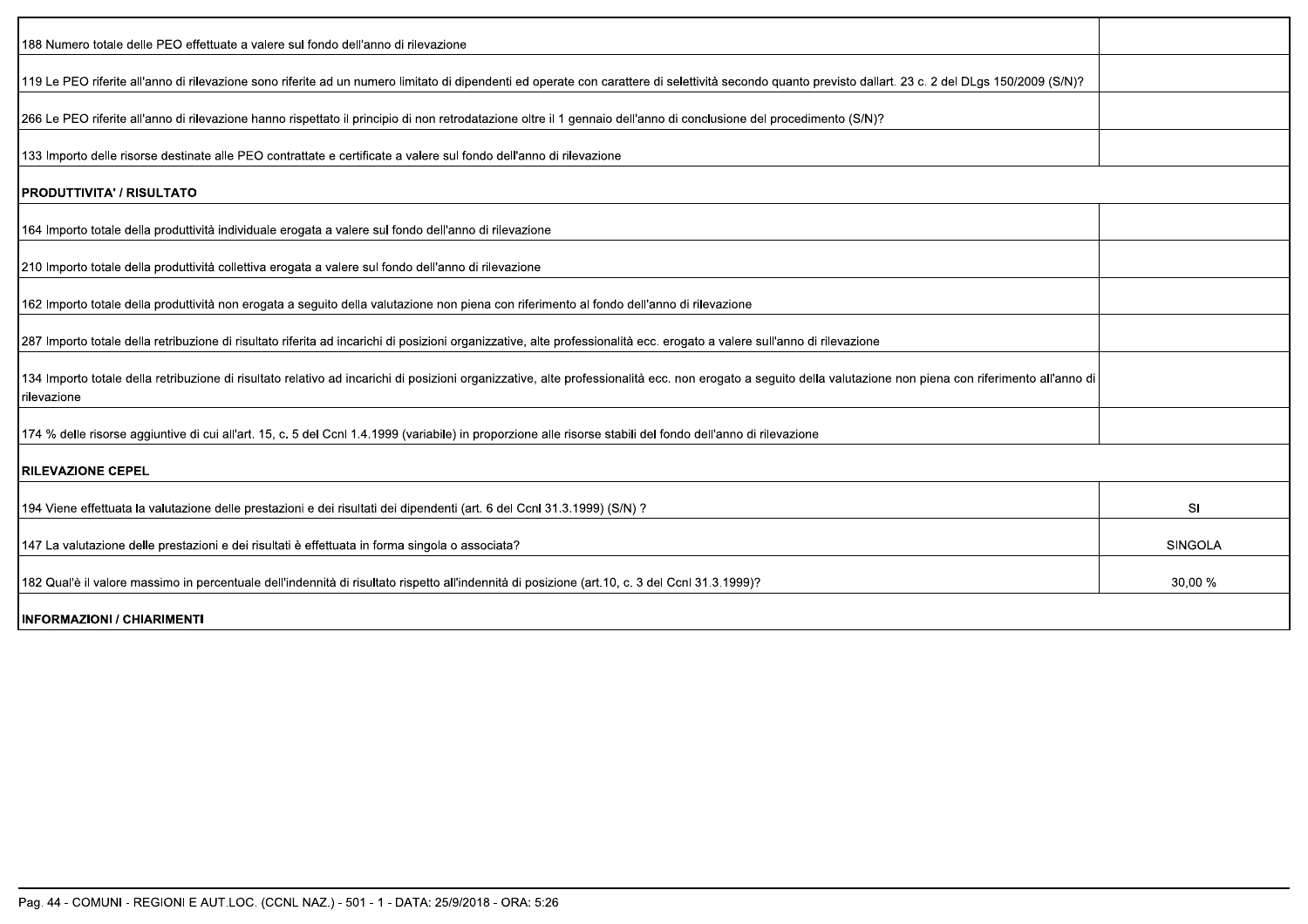| | |
|---|---|
| 188 Numero totale delle PEO effettuate a valere sul fondo dell'anno di rilevazione | |
| 119 Le PEO riferite all'anno di rilevazione sono riferite ad un numero limitato di dipendenti ed operate con carattere di selettività secondo quanto previsto dallart. 23 c. 2 del DLgs 150/2009 (S/N)? | |
| 266 Le PEO riferite all'anno di rilevazione hanno rispettato il principio di non retrodatazione oltre il 1 gennaio dell'anno di conclusione del procedimento (S/N)? | |
| 133 Importo delle risorse destinate alle PEO contrattate e certificate a valere sul fondo dell'anno di rilevazione | |
| **PRODUTTIVITA' / RISULTATO** | |
| 164 Importo totale della produttività individuale erogata a valere sul fondo dell'anno di rilevazione | |
| 210 Importo totale della produttività collettiva erogata a valere sul fondo dell'anno di rilevazione | |
| 162 Importo totale della produttività non erogata a seguito della valutazione non piena con riferimento al fondo dell'anno di rilevazione | |
| 287 Importo totale della retribuzione di risultato riferita ad incarichi di posizioni organizzative, alte professionalità ecc. erogato a valere sull'anno di rilevazione | |
| 134 Importo totale della retribuzione di risultato relativo ad incarichi di posizioni organizzative, alte professionalità ecc. non erogato a seguito della valutazione non piena con riferimento all'anno di rilevazione | |
| 174 % delle risorse aggiuntive di cui all'art. 15, c. 5 del Ccnl 1.4.1999 (variabile) in proporzione alle risorse stabili del fondo dell'anno di rilevazione | |
| **RILEVAZIONE CEPEL** | |
| 194 Viene effettuata la valutazione delle prestazioni e dei risultati dei dipendenti (art. 6 del Ccnl 31.3.1999) (S/N) ? | SI |
| 147 La valutazione delle prestazioni e dei risultati è effettuata in forma singola o associata? | SINGOLA |
| 182 Qual'è il valore massimo in percentuale dell'indennità di risultato rispetto all'indennità di posizione (art.10, c. 3 del Ccnl 31.3.1999)? | 30,00 % |
| **INFORMAZIONI / CHIARIMENTI** | |